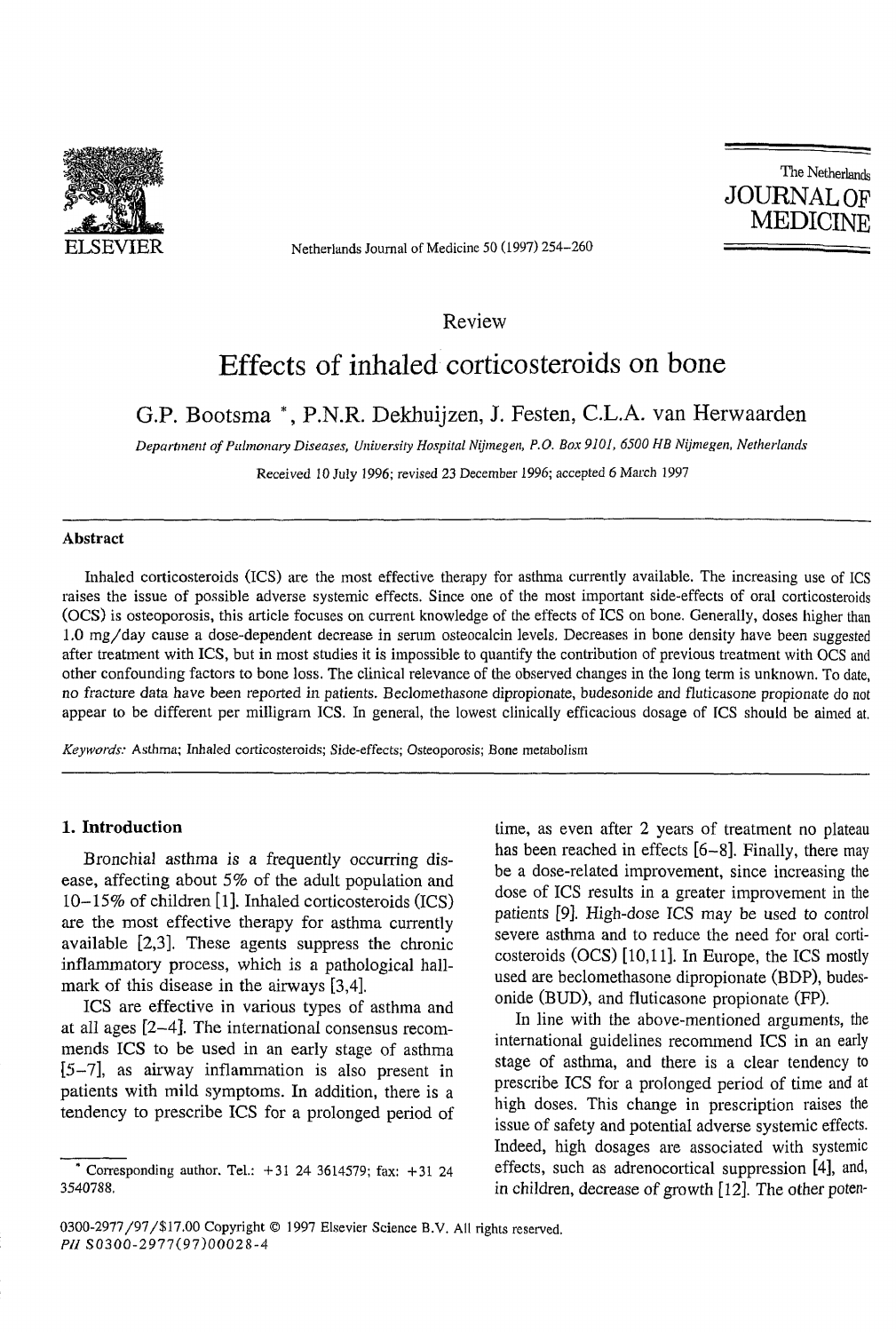Review

# Effects of inhaled corticosteroids on bone

G.P. Bootsma *, P.N.R. Dekhuijzen, J. Festen, C.L.A. van Herwaarden

*Department of Pulmonary Diseases, University Hospital Nijmegen, P.O. Box 9101, 6500 HB Nijmegen, Netherlands*

Received 10 July 1996; revised 23 December 1996; accepted 6 March 1997

## Abstract

Inhaled corticosteroids (ICS) are the most effective therapy for asthma currently available. The increasing use of ICS raises the issue of possible adverse systemic effects. Since one of the most important side-effects of oral corticosteroids (OCS) is osteoporosis, this article focuses on current knowledge of the effects of ICS on bone. Generally, doses higher than 1.0 mg/day cause a dose-dependent decrease in serum osteocalcin levels. Decreases in bone density have been suggested after treatment with ICS, but in most studies it is impossible to quantify the contribution of previous treatment with OCS and other confounding factors to bone loss. The clinical relevance of the observed changes in the long term is unknown. To date, no fracture data have been reported in patients. Beclomethasone dipropionate, budesonide and fluticasone propionate do not appear to be different per milligram ICS. In general, the lowest clinically efficacious dosage of ICS should be aimed at.

*Keywords:* Asthma; Inhaled corticosteroids; Side-effects; Osteoporosis; Bone metabolism

## 1. Introduction

Bronchial asthma is a frequently occurring disease, affecting about 5% of the adult population and 10–15% of children [1]. Inhaled corticosteroids (ICS) are the most effective therapy for asthma currently available [2,3]. These agents suppress the chronic inflammatory process, which is a pathological hallmark of this disease in the airways [3,4].

ICS are effective in various types of asthma and at all ages [2–4]. The international consensus recommends ICS to be used in an early stage of asthma [5–7], as airway inflammation is also present in patients with mild symptoms. In addition, there is a tendency to prescribe ICS for a prolonged period of time, as even after 2 years of treatment no plateau has been reached in effects [6–8]. Finally, there may be a dose-related improvement, since increasing the dose of ICS results in a greater improvement in the patients [9]. High-dose ICS may be used to control severe asthma and to reduce the need for oral corticosteroids (OCS) [10,11]. In Europe, the ICS mostly used are beclomethasone dipropionate (BDP), budesonide (BUD), and fluticasone propionate (FP).

In line with the above-mentioned arguments, the international guidelines recommend ICS in an early stage of asthma, and there is a clear tendency to prescribe ICS for a prolonged period of time and at high doses. This change in prescription raises the issue of safety and potential adverse systemic effects. Indeed, high dosages are associated with systemic effects, such as adrenocortical suppression [4], and, in children, decrease of growth [12]. The other poten-

* Corresponding author. Tel.: +31 24 3614579; fax: +31 24 3540788.

0300-2977/97/$17.00 Copyright © 1997 Elsevier Science B.V. All rights reserved.
*PII* S0300-2977(97)00028-4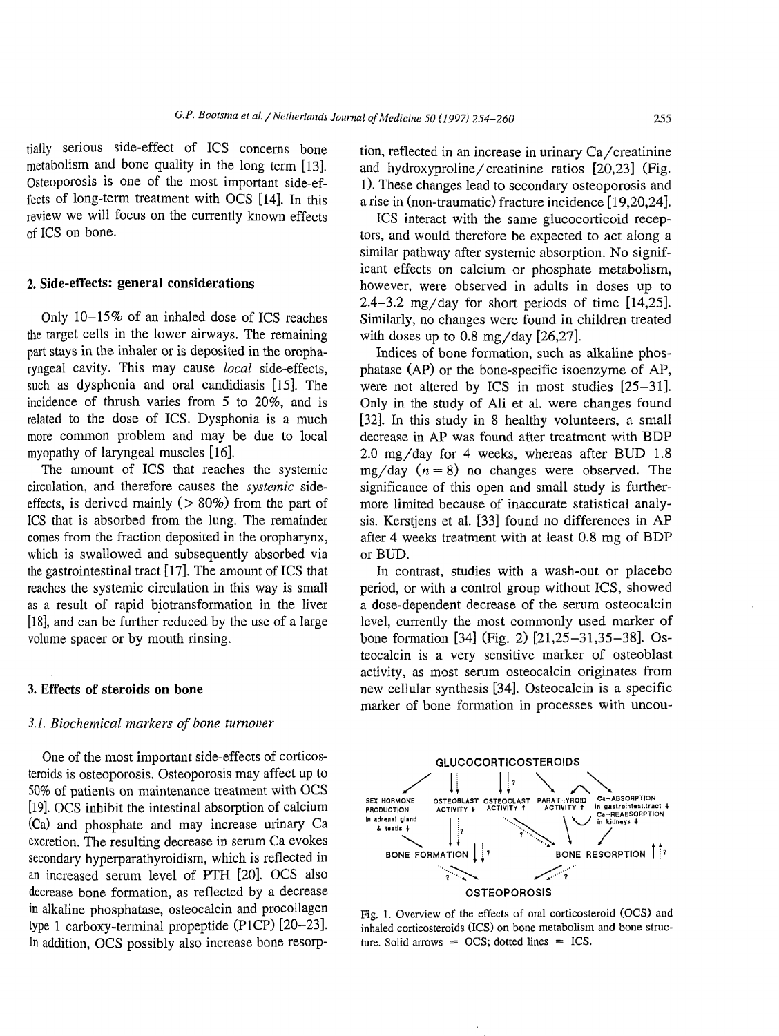tially serious side-effect of ICS concerns bone metabolism and bone quality in the long term [13]. Osteoporosis is one of the most important side-effects of long-term treatment with OCS [14]. In this review we will focus on the currently known effects of ICS on bone.

## 2. Side-effects: general considerations

Only 10–15% of an inhaled dose of ICS reaches the target cells in the lower airways. The remaining part stays in the inhaler or is deposited in the oropharyngeal cavity. This may cause *local* side-effects, such as dysphonia and oral candidiasis [15]. The incidence of thrush varies from 5 to 20%, and is related to the dose of ICS. Dysphonia is a much more common problem and may be due to local myopathy of laryngeal muscles [16].

The amount of ICS that reaches the systemic circulation, and therefore causes the *systemic* side-effects, is derived mainly (> 80%) from the part of ICS that is absorbed from the lung. The remainder comes from the fraction deposited in the oropharynx, which is swallowed and subsequently absorbed via the gastrointestinal tract [17]. The amount of ICS that reaches the systemic circulation in this way is small as a result of rapid biotransformation in the liver [18], and can be further reduced by the use of a large volume spacer or by mouth rinsing.

## 3. Effects of steroids on bone

### 3.1. Biochemical markers of bone turnover

One of the most important side-effects of corticosteroids is osteoporosis. Osteoporosis may affect up to 50% of patients on maintenance treatment with OCS [19]. OCS inhibit the intestinal absorption of calcium (Ca) and phosphate and may increase urinary Ca excretion. The resulting decrease in serum Ca evokes secondary hyperparathyroidism, which is reflected in an increased serum level of PTH [20]. OCS also decrease bone formation, as reflected by a decrease in alkaline phosphatase, osteocalcin and procollagen type 1 carboxy-terminal propeptide (P1CP) [20–23]. In addition, OCS possibly also increase bone resorption, reflected in an increase in urinary Ca/creatinine and hydroxyproline/creatinine ratios [20,23] (Fig. 1). These changes lead to secondary osteoporosis and a rise in (non-traumatic) fracture incidence [19,20,24].

ICS interact with the same glucocorticoid receptors, and would therefore be expected to act along a similar pathway after systemic absorption. No significant effects on calcium or phosphate metabolism, however, were observed in adults in doses up to 2.4–3.2 mg/day for short periods of time [14,25]. Similarly, no changes were found in children treated with doses up to 0.8 mg/day [26,27].

Indices of bone formation, such as alkaline phosphatase (AP) or the bone-specific isoenzyme of AP, were not altered by ICS in most studies [25–31]. Only in the study of Ali et al. were changes found [32]. In this study in 8 healthy volunteers, a small decrease in AP was found after treatment with BDP 2.0 mg/day for 4 weeks, whereas after BUD 1.8 mg/day ($n = 8$) no changes were observed. The significance of this open and small study is furthermore limited because of inaccurate statistical analysis. Kerstjens et al. [33] found no differences in AP after 4 weeks treatment with at least 0.8 mg of BDP or BUD.

In contrast, studies with a wash-out or placebo period, or with a control group without ICS, showed a dose-dependent decrease of the serum osteocalcin level, currently the most commonly used marker of bone formation [34] (Fig. 2) [21,25–31,35–38]. Osteocalcin is a very sensitive marker of osteoblast activity, as most serum osteocalcin originates from new cellular synthesis [34]. Osteocalcin is a specific marker of bone formation in processes with uncou-

GLUCOCORTICOSTEROIDS

SEX HORMONE PRODUCTION in adrenal gland & testis ↓ — OSTEOBLAST ACTIVITY ↓ — OSTEOCLAST ACTIVITY ↑ — PARATHYROID ACTIVITY ↑ — Ca-ABSORPTION in gastrointest.tract ↓ Ca-REABSORPTION in kidneys ↓

BONE FORMATION ↓ ? — BONE RESORPTION ↑ ?

OSTEOPOROSIS

Fig. 1. Overview of the effects of oral corticosteroid (OCS) and inhaled corticosteroids (ICS) on bone metabolism and bone structure. Solid arrows = OCS; dotted lines = ICS.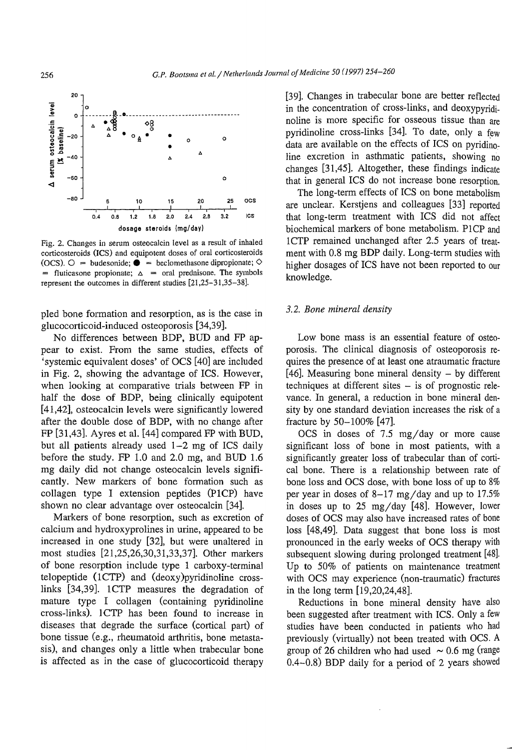Fig. 2. Changes in serum osteocalcin level as a result of inhaled corticosteroids (ICS) and equipotent doses of oral corticosteroids (OCS). ○ = budesonide; ● = beclomethasone dipropionate; ◇ = fluticasone propionate; △ = oral prednisone. The symbols represent the outcomes in different studies [21,25–31,35–38].

pled bone formation and resorption, as is the case in glucocorticoid-induced osteoporosis [34,39].

No differences between BDP, BUD and FP appear to exist. From the same studies, effects of 'systemic equivalent doses' of OCS [40] are included in Fig. 2, showing the advantage of ICS. However, when looking at comparative trials between FP in half the dose of BDP, being clinically equipotent [41,42], osteocalcin levels were significantly lowered after the double dose of BDP, with no change after FP [31,43]. Ayres et al. [44] compared FP with BUD, but all patients already used 1–2 mg of ICS daily before the study. FP 1.0 and 2.0 mg, and BUD 1.6 mg daily did not change osteocalcin levels significantly. New markers of bone formation such as collagen type I extension peptides (PICP) have shown no clear advantage over osteocalcin [34].

Markers of bone resorption, such as excretion of calcium and hydroxyprolines in urine, appeared to be increased in one study [32], but were unaltered in most studies [21,25,26,30,31,33,37]. Other markers of bone resorption include type 1 carboxy-terminal telopeptide (1CTP) and (deoxy)pyridinoline cross-links [34,39]. 1CTP measures the degradation of mature type I collagen (containing pyridinoline cross-links). 1CTP has been found to increase in diseases that degrade the surface (cortical part) of bone tissue (e.g., rheumatoid arthritis, bone metastasis), and changes only a little when trabecular bone is affected as in the case of glucocorticoid therapy [39]. Changes in trabecular bone are better reflected in the concentration of cross-links, and deoxypyridinoline is more specific for osseous tissue than are pyridinoline cross-links [34]. To date, only a few data are available on the effects of ICS on pyridinoline excretion in asthmatic patients, showing no changes [31,45]. Altogether, these findings indicate that in general ICS do not increase bone resorption.

The long-term effects of ICS on bone metabolism are unclear. Kerstjens and colleagues [33] reported that long-term treatment with ICS did not affect biochemical markers of bone metabolism. PICP and 1CTP remained unchanged after 2.5 years of treatment with 0.8 mg BDP daily. Long-term studies with higher dosages of ICS have not been reported to our knowledge.

### 3.2. Bone mineral density

Low bone mass is an essential feature of osteoporosis. The clinical diagnosis of osteoporosis requires the presence of at least one atraumatic fracture [46]. Measuring bone mineral density – by different techniques at different sites – is of prognostic relevance. In general, a reduction in bone mineral density by one standard deviation increases the risk of a fracture by 50–100% [47].

OCS in doses of 7.5 mg/day or more cause significant loss of bone in most patients, with a significantly greater loss of trabecular than of cortical bone. There is a relationship between rate of bone loss and OCS dose, with bone loss of up to 8% per year in doses of 8–17 mg/day and up to 17.5% in doses up to 25 mg/day [48]. However, lower doses of OCS may also have increased rates of bone loss [48,49]. Data suggest that bone loss is most pronounced in the early weeks of OCS therapy with subsequent slowing during prolonged treatment [48]. Up to 50% of patients on maintenance treatment with OCS may experience (non-traumatic) fractures in the long term [19,20,24,48].

Reductions in bone mineral density have also been suggested after treatment with ICS. Only a few studies have been conducted in patients who had previously (virtually) not been treated with OCS. A group of 26 children who had used ~ 0.6 mg (range 0.4–0.8) BDP daily for a period of 2 years showed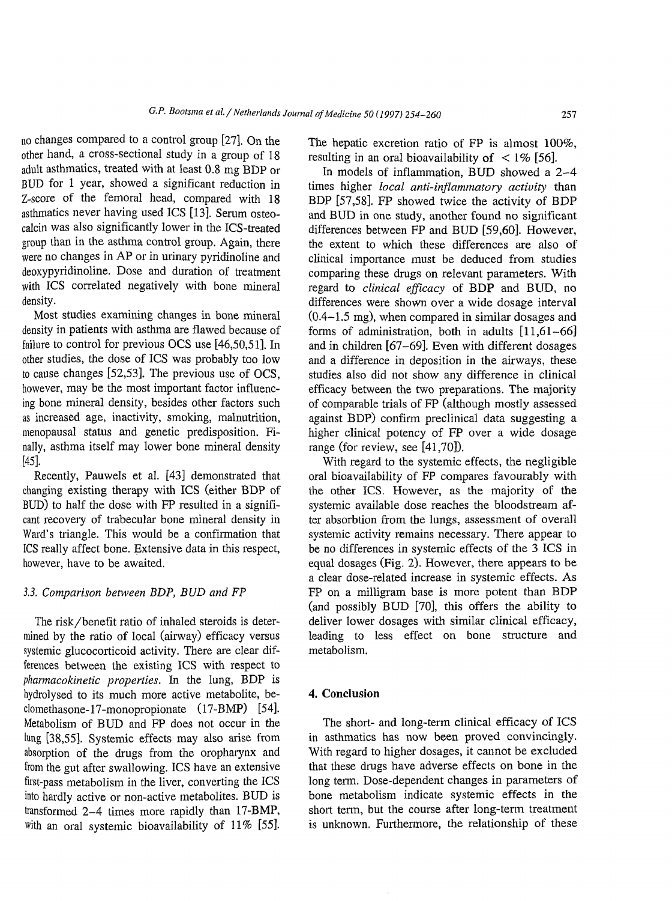no changes compared to a control group [27]. On the other hand, a cross-sectional study in a group of 18 adult asthmatics, treated with at least 0.8 mg BDP or BUD for 1 year, showed a significant reduction in Z-score of the femoral head, compared with 18 asthmatics never having used ICS [13]. Serum osteocalcin was also significantly lower in the ICS-treated group than in the asthma control group. Again, there were no changes in AP or in urinary pyridinoline and deoxypyridinoline. Dose and duration of treatment with ICS correlated negatively with bone mineral density.

Most studies examining changes in bone mineral density in patients with asthma are flawed because of failure to control for previous OCS use [46,50,51]. In other studies, the dose of ICS was probably too low to cause changes [52,53]. The previous use of OCS, however, may be the most important factor influencing bone mineral density, besides other factors such as increased age, inactivity, smoking, malnutrition, menopausal status and genetic predisposition. Finally, asthma itself may lower bone mineral density [45].

Recently, Pauwels et al. [43] demonstrated that changing existing therapy with ICS (either BDP of BUD) to half the dose with FP resulted in a significant recovery of trabecular bone mineral density in Ward's triangle. This would be a confirmation that ICS really affect bone. Extensive data in this respect, however, have to be awaited.

### 3.3. Comparison between BDP, BUD and FP

The risk/benefit ratio of inhaled steroids is determined by the ratio of local (airway) efficacy versus systemic glucocorticoid activity. There are clear differences between the existing ICS with respect to *pharmacokinetic properties*. In the lung, BDP is hydrolysed to its much more active metabolite, beclomethasone-17-monopropionate (17-BMP) [54]. Metabolism of BUD and FP does not occur in the lung [38,55]. Systemic effects may also arise from absorption of the drugs from the oropharynx and from the gut after swallowing. ICS have an extensive first-pass metabolism in the liver, converting the ICS into hardly active or non-active metabolites. BUD is transformed 2–4 times more rapidly than 17-BMP, with an oral systemic bioavailability of 11% [55]. The hepatic excretion ratio of FP is almost 100%, resulting in an oral bioavailability of $< 1\%$ [56].

In models of inflammation, BUD showed a 2–4 times higher *local anti-inflammatory activity* than BDP [57,58]. FP showed twice the activity of BDP and BUD in one study, another found no significant differences between FP and BUD [59,60]. However, the extent to which these differences are also of clinical importance must be deduced from studies comparing these drugs on relevant parameters. With regard to *clinical efficacy* of BDP and BUD, no differences were shown over a wide dosage interval (0.4–1.5 mg), when compared in similar dosages and forms of administration, both in adults [11,61–66] and in children [67–69]. Even with different dosages and a difference in deposition in the airways, these studies also did not show any difference in clinical efficacy between the two preparations. The majority of comparable trials of FP (although mostly assessed against BDP) confirm preclinical data suggesting a higher clinical potency of FP over a wide dosage range (for review, see [41,70]).

With regard to the systemic effects, the negligible oral bioavailability of FP compares favourably with the other ICS. However, as the majority of the systemic available dose reaches the bloodstream after absorbtion from the lungs, assessment of overall systemic activity remains necessary. There appear to be no differences in systemic effects of the 3 ICS in equal dosages (Fig. 2). However, there appears to be a clear dose-related increase in systemic effects. As FP on a milligram base is more potent than BDP (and possibly BUD [70], this offers the ability to deliver lower dosages with similar clinical efficacy, leading to less effect on bone structure and metabolism.

## 4. Conclusion

The short- and long-term clinical efficacy of ICS in asthmatics has now been proved convincingly. With regard to higher dosages, it cannot be excluded that these drugs have adverse effects on bone in the long term. Dose-dependent changes in parameters of bone metabolism indicate systemic effects in the short term, but the course after long-term treatment is unknown. Furthermore, the relationship of these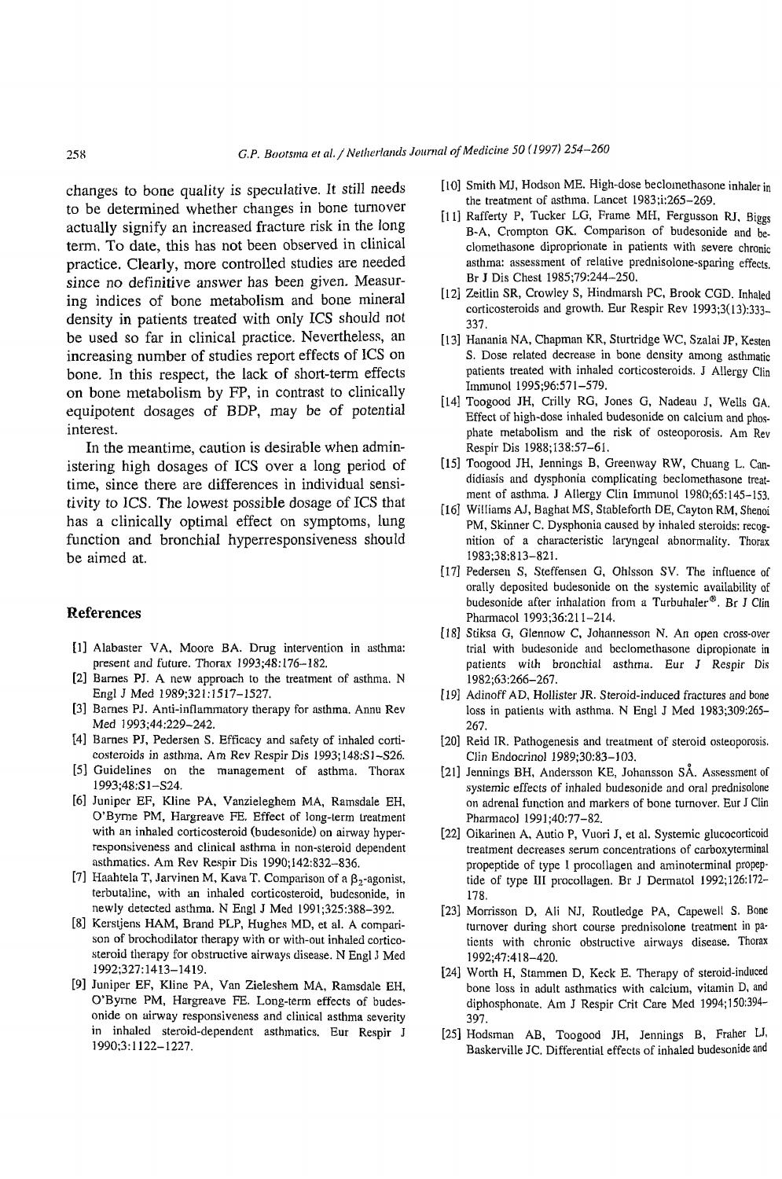changes to bone quality is speculative. It still needs to be determined whether changes in bone turnover actually signify an increased fracture risk in the long term. To date, this has not been observed in clinical practice. Clearly, more controlled studies are needed since no definitive answer has been given. Measuring indices of bone metabolism and bone mineral density in patients treated with only ICS should not be used so far in clinical practice. Nevertheless, an increasing number of studies report effects of ICS on bone. In this respect, the lack of short-term effects on bone metabolism by FP, in contrast to clinically equipotent dosages of BDP, may be of potential interest.

In the meantime, caution is desirable when administering high dosages of ICS over a long period of time, since there are differences in individual sensitivity to ICS. The lowest possible dosage of ICS that has a clinically optimal effect on symptoms, lung function and bronchial hyperresponsiveness should be aimed at.

## References

[1] Alabaster VA, Moore BA. Drug intervention in asthma: present and future. Thorax 1993;48:176–182.

[2] Barnes PJ. A new approach to the treatment of asthma. N Engl J Med 1989;321:1517–1527.

[3] Barnes PJ. Anti-inflammatory therapy for asthma. Annu Rev Med 1993;44:229–242.

[4] Barnes PJ, Pedersen S. Efficacy and safety of inhaled corticosteroids in asthma. Am Rev Respir Dis 1993;148:S1–S26.

[5] Guidelines on the management of asthma. Thorax 1993;48:S1–S24.

[6] Juniper EF, Kline PA, Vanzieleghem MA, Ramsdale EH, O'Byrne PM, Hargreave FE. Effect of long-term treatment with an inhaled corticosteroid (budesonide) on airway hyperresponsiveness and clinical asthma in non-steroid dependent asthmatics. Am Rev Respir Dis 1990;142:832–836.

[7] Haahtela T, Jarvinen M, Kava T. Comparison of a $\beta_2$-agonist, terbutaline, with an inhaled corticosteroid, budesonide, in newly detected asthma. N Engl J Med 1991;325:388–392.

[8] Kerstjens HAM, Brand PLP, Hughes MD, et al. A comparison of brochodilator therapy with or with-out inhaled corticosteroid therapy for obstructive airways disease. N Engl J Med 1992;327:1413–1419.

[9] Juniper EF, Kline PA, Van Zieleshem MA, Ramsdale EH, O'Byrne PM, Hargreave FE. Long-term effects of budesonide on airway responsiveness and clinical asthma severity in inhaled steroid-dependent asthmatics. Eur Respir J 1990;3:1122–1227.

[10] Smith MJ, Hodson ME. High-dose beclomethasone inhaler in the treatment of asthma. Lancet 1983;i:265–269.

[11] Rafferty P, Tucker LG, Frame MH, Fergusson RJ, Biggs B-A, Crompton GK. Comparison of budesonide and beclomethasone diproprionate in patients with severe chronic asthma: assessment of relative prednisolone-sparing effects. Br J Dis Chest 1985;79:244–250.

[12] Zeitlin SR, Crowley S, Hindmarsh PC, Brook CGD. Inhaled corticosteroids and growth. Eur Respir Rev 1993;3(13):333–337.

[13] Hanania NA, Chapman KR, Sturtridge WC, Szalai JP, Kesten S. Dose related decrease in bone density among asthmatic patients treated with inhaled corticosteroids. J Allergy Clin Immunol 1995;96:571–579.

[14] Toogood JH, Crilly RG, Jones G, Nadeau J, Wells GA. Effect of high-dose inhaled budesonide on calcium and phosphate metabolism and the risk of osteoporosis. Am Rev Respir Dis 1988;138:57–61.

[15] Toogood JH, Jennings B, Greenway RW, Chuang L. Candidiasis and dysphonia complicating beclomethasone treatment of asthma. J Allergy Clin Immunol 1980;65:145–153.

[16] Williams AJ, Baghat MS, Stableforth DE, Cayton RM, Shenoi PM, Skinner C. Dysphonia caused by inhaled steroids: recognition of a characteristic laryngeal abnormality. Thorax 1983;38:813–821.

[17] Pedersen S, Steffensen G, Ohlsson SV. The influence of orally deposited budesonide on the systemic availability of budesonide after inhalation from a Turbuhaler®. Br J Clin Pharmacol 1993;36:211–214.

[18] Stiksa G, Glennow C, Johannesson N. An open cross-over trial with budesonide and beclomethasone dipropionate in patients with bronchial asthma. Eur J Respir Dis 1982;63:266–267.

[19] Adinoff AD, Hollister JR. Steroid-induced fractures and bone loss in patients with asthma. N Engl J Med 1983;309:265–267.

[20] Reid IR. Pathogenesis and treatment of steroid osteoporosis. Clin Endocrinol 1989;30:83–103.

[21] Jennings BH, Andersson KE, Johansson SÅ. Assessment of systemic effects of inhaled budesonide and oral prednisolone on adrenal function and markers of bone turnover. Eur J Clin Pharmacol 1991;40:77–82.

[22] Oikarinen A, Autio P, Vuori J, et al. Systemic glucocorticoid treatment decreases serum concentrations of carboxyterminal propeptide of type I procollagen and aminoterminal propeptide of type III procollagen. Br J Dermatol 1992;126:172–178.

[23] Morrisson D, Ali NJ, Routledge PA, Capewell S. Bone turnover during short course prednisolone treatment in patients with chronic obstructive airways disease. Thorax 1992;47:418–420.

[24] Worth H, Stammen D, Keck E. Therapy of steroid-induced bone loss in adult asthmatics with calcium, vitamin D, and diphosphonate. Am J Respir Crit Care Med 1994;150:394–397.

[25] Hodsman AB, Toogood JH, Jennings B, Fraher LJ, Baskerville JC. Differential effects of inhaled budesonide and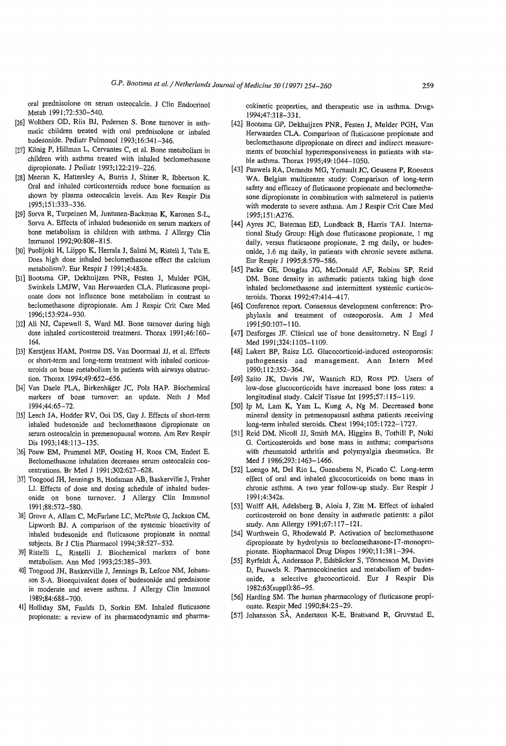oral prednisolone on serum osteocalcin. J Clin Endocrinol Metab 1991;72:530–540.

[26] Wolthers OD, Riis BJ, Pedersen S. Bone turnover in asthmatic children treated with oral prednisolone or inhaled budesonide. Pediatr Pulmonol 1993;16:341–346.

[27] König P, Hillman L, Cervantes C, et al. Bone metabolism in children with asthma treated with inhaled beclomethasone dipropionate. J Pediatr 1993;122:219–226.

[28] Meeran K, Hattersley A, Burrin J, Shiner R, Ibbertson K. Oral and inhaled corticosteroids reduce bone formation as shown by plasma osteocalcin levels. Am Rev Respir Dis 1995;151:333–336.

[29] Sorva R, Turpeinen M, Juntunen-Backman K, Karonen S-L, Sorva A. Effects of inhaled budesonide on serum markers of bone metabolism in children with asthma. J Allergy Clin Immunol 1992;90:808–815.

[30] Puolijoki H, Liippo K, Herrala J, Salmi M, Risteli J, Tala E. Does high dose inhaled beclomethasone effect the calcium metabolism?. Eur Respir J 1991;4:483s.

[31] Bootsma GP, Dekhuijzen PNR, Festen J, Mulder PGH, Swinkels LMJW, Van Herwaarden CLA. Fluticasone propionate does not influence bone metabolism in contrast to beclomethasone dipropionate. Am J Respir Crit Care Med 1996;153:924–930.

[32] Ali NJ, Capewell S, Ward MJ. Bone turnover during high dose inhaled corticosteroid treatment. Thorax 1991;46:160–164.

[33] Kerstjens HAM, Postma DS, Van Doormaal JJ, et al. Effects or short-term and long-term treatment with inhaled corticosteroids on bone metabolism in patients with airways obstruction. Thorax 1994;49:652–656.

[34] Van Daele PLA, Birkenhäger JC, Pols HAP. Biochemical markers of bone turnover: an update. Neth J Med 1994;44:65–72.

[35] Leech JA, Hodder RV, Ooi DS, Gay J. Effects of short-term inhaled budesonide and beclomethasone dipropionate on serum osteocalcin in premenopausal women. Am Rev Respir Dis 1993;148:113–135.

[36] Pouw EM, Prummel MF, Oosting H, Roos CM, Endert E. Beclomethasone inhalation decreases serum osteocalcin concentrations. Br Med J 1991;302:627–628.

[37] Toogood JH, Jennings B, Hodsman AB, Baskerville J, Fraher LJ. Effects of dose and dosing schedule of inhaled budesonide on bone turnover. J Allergy Clin Immunol 1991;88:572–580.

[38] Grove A, Allam C, McFarlane LC, McPhate G, Jackson CM, Lipworth BJ. A comparison of the systemic bioactivity of inhaled budesonide and fluticasone propionate in normal subjects. Br J Clin Pharmacol 1994;38:527–532.

[39] Ristelli L, Ristelli J. Biochemical markers of bone metabolism. Ann Med 1993;25:385–393.

[40] Toogood JH, Baskerville J, Jennings B, Lefcoe NM, Johansson S-A. Bioequivalent doses of budesonide and prednisone in moderate and severe asthma. J Allergy Clin Immunol 1989;84:688–700.

[41] Holliday SM, Faulds D, Sorkin EM. Inhaled fluticasone propionate: a review of its pharmacodynamic and pharmacokinetic properties, and therapeutic use in asthma. Drugs 1994;47:318–331.

[42] Bootsma GP, Dekhuijzen PNR, Festen J, Mulder PGH, Van Herwaarden CLA. Comparison of fluticasone propionate and beclomethasone dipropionate on direct and indirect measurements of bronchial hyperresponsiveness in patients with stable asthma. Thorax 1995;49:1044–1050.

[43] Pauwels RA, Demedts MG, Yernault JC, Geusens P, Roosens WA. Belgian multicentre study: Comparison of long-term safety and efficacy of fluticasone propionate and beclomethasone dipropionate in combination with salmeterol in patients with moderate to severe asthma. Am J Respir Crit Care Med 1995;151:A276.

[44] Ayres JC, Bateman ED, Lundback B, Harris TAJ. International Study Group: High dose fluticasone propionate, 1 mg daily, versus fluticasone propionate, 2 mg daily, or budesonide, 1.6 mg daily, in patients with chronic severe asthma. Eur Respir J 1995;8:579–586.

[45] Packe GE, Douglas JG, McDonald AF, Robins SP, Reid DM. Bone density in asthmatic patients taking high dose inhaled beclomethasone and intermittent systemic corticosteroids. Thorax 1992;47:414–417.

[46] Conference report. Consensus development conference: Prophylaxis and treatment of osteoporosis. Am J Med 1991;90:107–110.

[47] Desforges JF. Clinical use of bone densitometry. N Engl J Med 1991;324:1105–1109.

[48] Lukert BP, Raisz LG. Glucocorticoid-induced osteoporosis: pathogenesis and management. Ann Intern Med 1990;112:352–364.

[49] Saito JK, Davis JW, Wasnich RD, Ross PD. Users of low-dose glucocorticoids have increased bone loss rates: a longitudinal study. Calcif Tissue Int 1995;57:115–119.

[50] Ip M, Lam K, Yam L, Kung A, Ng M. Decreased bone mineral density in premenopausal asthma patients receiving long-term inhaled steroids. Chest 1994;105:1722–1727.

[51] Reid DM, Nicoll JJ, Smith MA, Higgins B, Tothill P, Nuki G. Corticosteroids and bone mass in asthma; comparisons with rheumatoid arthritis and polymyalgia rheumatica. Br Med J 1986;293:1463–1466.

[52] Luengo M, Del Rio L, Guanabens N, Picado C. Long-term effect of oral and inhaled glucocorticoids on bone mass in chronic asthma. A two year follow-up study. Eur Respir J 1991;4:342s.

[53] Wolff AH, Adelsberg B, Aloia J, Zitt M. Effect of inhaled corticosteroid on bone density in asthmatic patients: a pilot study. Ann Allergy 1991;67:117–121.

[54] Wurthwein G, Rhodewald P. Activation of beclomethasone dipropionate by hydrolysis to beclomethasone-17-monopropionate. Biopharmacol Drug Dispos 1990;11:381–394.

[55] Ryrfeldt Å, Andersson P, Edsbäcker S, Tönnesson M, Davies D, Pauwels R. Pharmacokinetics and metabolism of budesonide, a selective glucocorticoid. Eur J Respir Dis 1982;63(suppl):86–95.

[56] Harding SM. The human pharmacology of fluticasone propionate. Respir Med 1990;84:25–29.

[57] Johansson SÅ, Andersson K-E, Brattsand R, Gruvstad E,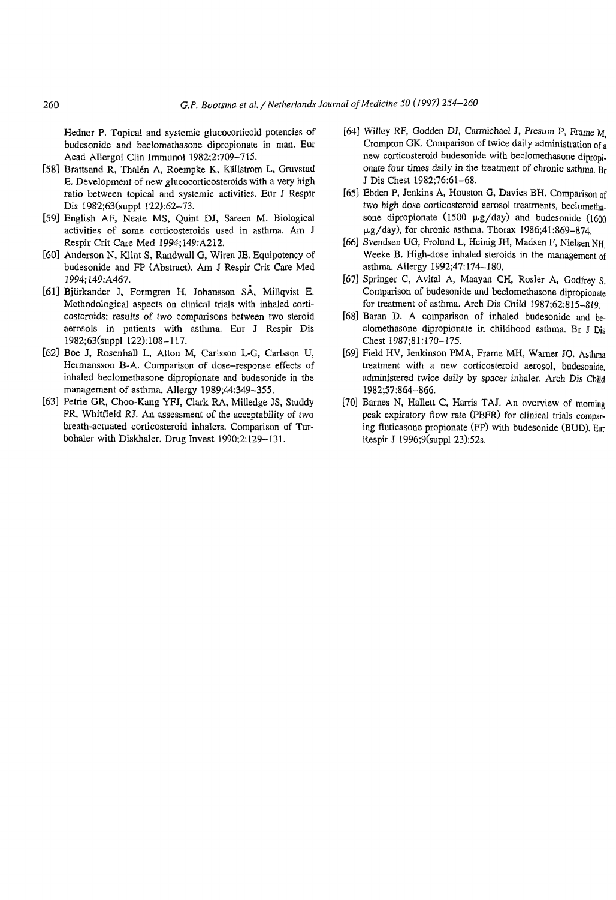Hedner P. Topical and systemic glucocorticoid potencies of budesonide and beclomethasone dipropionate in man. Eur Acad Allergol Clin Immunol 1982;2:709–715.

[58] Brattsand R, Thalén A, Roempke K, Källstrom L, Gruvstad E. Development of new glucocorticosteroids with a very high ratio between topical and systemic activities. Eur J Respir Dis 1982;63(suppl 122):62–73.

[59] English AF, Neate MS, Quint DJ, Sareen M. Biological activities of some corticosteroids used in asthma. Am J Respir Crit Care Med 1994;149:A212.

[60] Anderson N, Klint S, Randwall G, Wiren JE. Equipotency of budesonide and FP (Abstract). Am J Respir Crit Care Med 1994;149:A467.

[61] Björkander J, Formgren H, Johansson SÅ, Millqvist E. Methodological aspects on clinical trials with inhaled corticosteroids: results of two comparisons between two steroid aerosols in patients with asthma. Eur J Respir Dis 1982;63(suppl 122):108–117.

[62] Boe J, Rosenhall L, Alton M, Carlsson L-G, Carlsson U, Hermansson B-A. Comparison of dose–response effects of inhaled beclomethasone dipropionate and budesonide in the management of asthma. Allergy 1989;44:349–355.

[63] Petrie GR, Choo-Kang YFJ, Clark RA, Milledge JS, Studdy PR, Whitfield RJ. An assessment of the acceptability of two breath-actuated corticosteroid inhalers. Comparison of Turbohaler with Diskhaler. Drug Invest 1990;2:129–131.

[64] Willey RF, Godden DJ, Carmichael J, Preston P, Frame M, Crompton GK. Comparison of twice daily administration of a new corticosteroid budesonide with beclomethasone dipropionate four times daily in the treatment of chronic asthma. Br J Dis Chest 1982;76:61–68.

[65] Ebden P, Jenkins A, Houston G, Davies BH. Comparison of two high dose corticosteroid aerosol treatments, beclomethasone dipropionate (1500 μg/day) and budesonide (1600 μg/day), for chronic asthma. Thorax 1986;41:869–874.

[66] Svendsen UG, Frolund L, Heinig JH, Madsen F, Nielsen NH, Weeke B. High-dose inhaled steroids in the management of asthma. Allergy 1992;47:174–180.

[67] Springer C, Avital A, Maayan CH, Rosler A, Godfrey S. Comparison of budesonide and beclomethasone dipropionate for treatment of asthma. Arch Dis Child 1987;62:815–819.

[68] Baran D. A comparison of inhaled budesonide and beclomethasone dipropionate in childhood asthma. Br J Dis Chest 1987;81:170–175.

[69] Field HV, Jenkinson PMA, Frame MH, Warner JO. Asthma treatment with a new corticosteroid aerosol, budesonide, administered twice daily by spacer inhaler. Arch Dis Child 1982;57:864–866.

[70] Barnes N, Hallett C, Harris TAJ. An overview of morning peak expiratory flow rate (PEFR) for clinical trials comparing fluticasone propionate (FP) with budesonide (BUD). Eur Respir J 1996;9(suppl 23):52s.